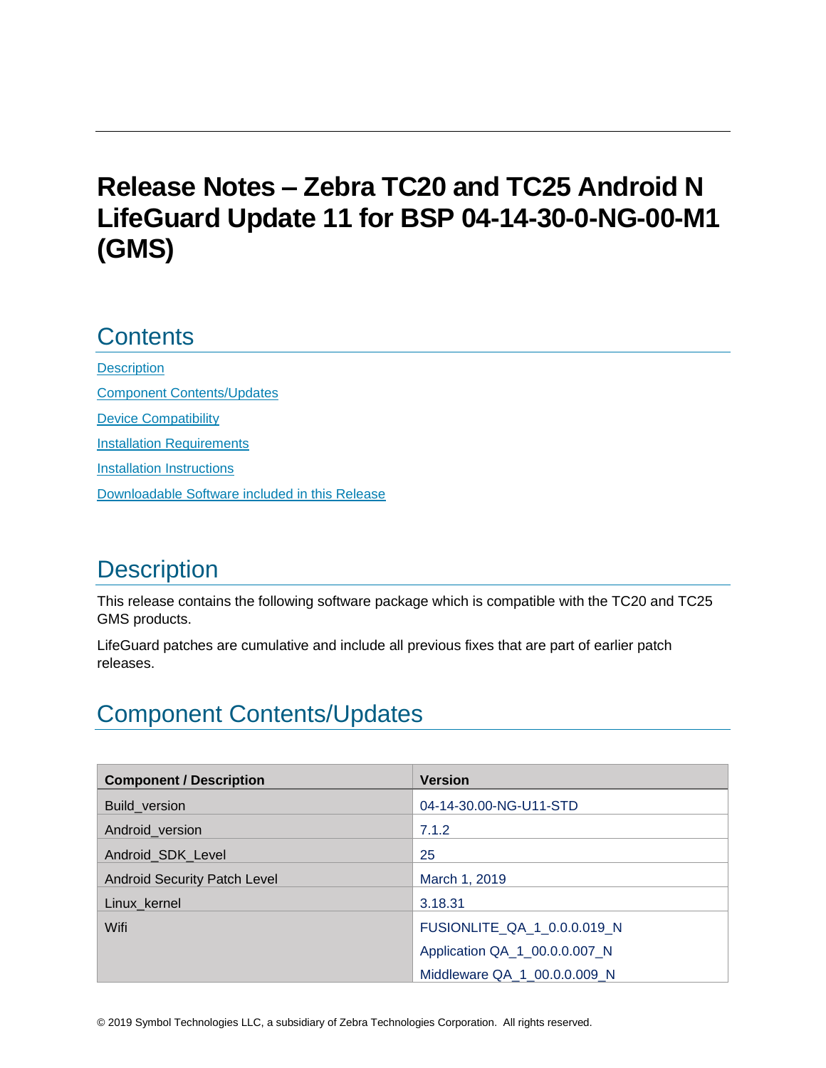# Release Notes – Zebra TC20 and TC25 Android N LifeGuard Update 11 for BSP 04-14-30-0-NG-00-M1 (GMS)

## Contents

[Description](#description)

[Component Contents/Updates](#component-contentsupdates)

[Device Compatibility](#device-compatibility)

[Installation Requirements](#installation-requirements)

[Installation Instructions](#installation-instructions)

[Downloadable Software included in this Release](#downloadable-software-included-in-this-release)

## Description

This release contains the following software package which is compatible with the TC20 and TC25 GMS products.

LifeGuard patches are cumulative and include all previous fixes that are part of earlier patch releases.

## Component Contents/Updates

| Component / Description | Version |
| --- | --- |
| Build_version | 04-14-30.00-NG-U11-STD |
| Android_version | 7.1.2 |
| Android_SDK_Level | 25 |
| Android Security Patch Level | March 1, 2019 |
| Linux_kernel | 3.18.31 |
| Wifi | FUSIONLITE_QA_1_0.0.0.019_N<br>Application QA_1_00.0.0.007_N<br>Middleware QA_1_00.0.0.009_N |

© 2019 Symbol Technologies LLC, a subsidiary of Zebra Technologies Corporation. All rights reserved.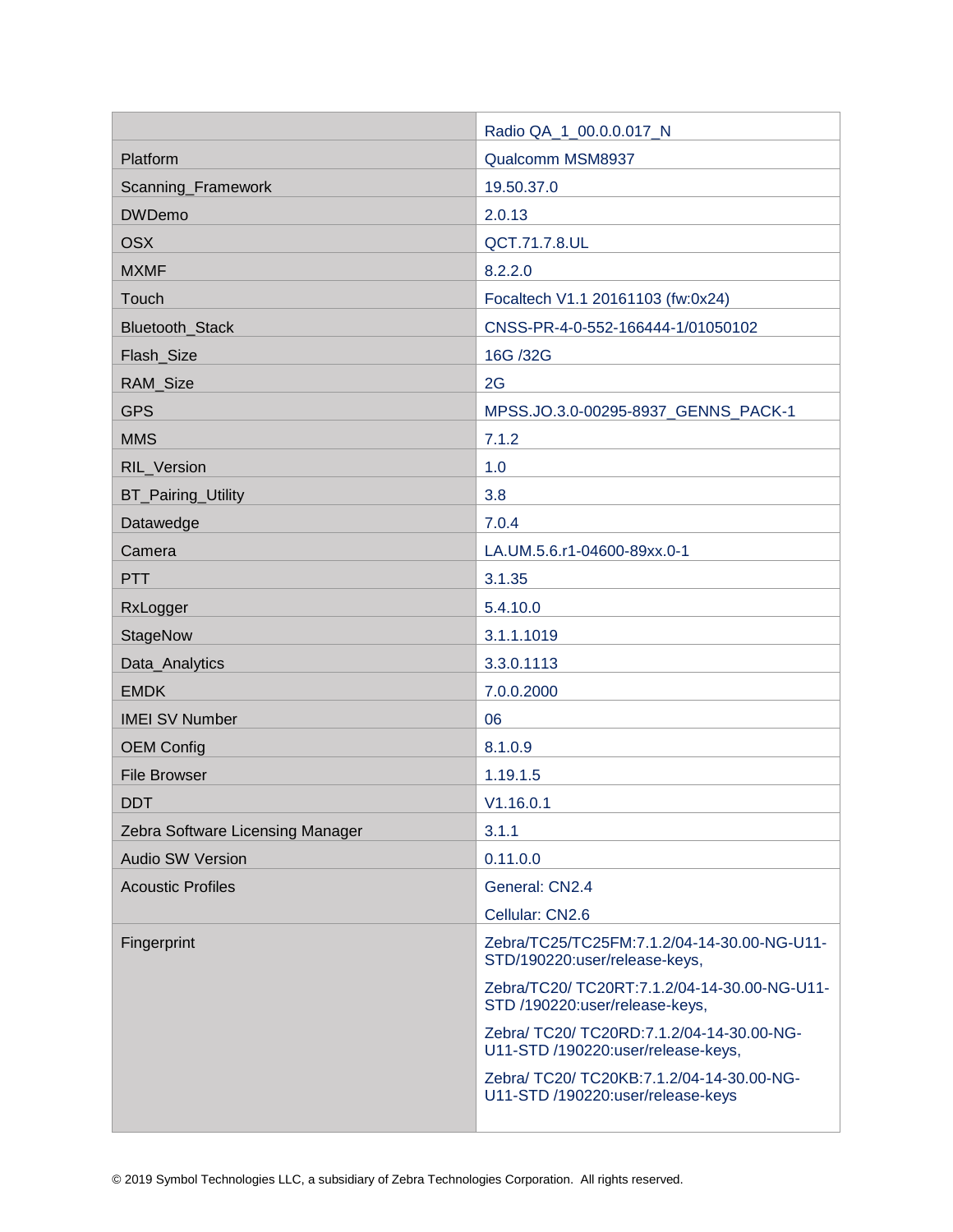| | |
|---|---|
| | Radio QA_1_00.0.0.017_N |
| Platform | Qualcomm MSM8937 |
| Scanning_Framework | 19.50.37.0 |
| DWDemo | 2.0.13 |
| OSX | QCT.71.7.8.UL |
| MXMF | 8.2.2.0 |
| Touch | Focaltech V1.1 20161103 (fw:0x24) |
| Bluetooth_Stack | CNSS-PR-4-0-552-166444-1/01050102 |
| Flash_Size | 16G /32G |
| RAM_Size | 2G |
| GPS | MPSS.JO.3.0-00295-8937_GENNS_PACK-1 |
| MMS | 7.1.2 |
| RIL_Version | 1.0 |
| BT_Pairing_Utility | 3.8 |
| Datawedge | 7.0.4 |
| Camera | LA.UM.5.6.r1-04600-89xx.0-1 |
| PTT | 3.1.35 |
| RxLogger | 5.4.10.0 |
| StageNow | 3.1.1.1019 |
| Data_Analytics | 3.3.0.1113 |
| EMDK | 7.0.0.2000 |
| IMEI SV Number | 06 |
| OEM Config | 8.1.0.9 |
| File Browser | 1.19.1.5 |
| DDT | V1.16.0.1 |
| Zebra Software Licensing Manager | 3.1.1 |
| Audio SW Version | 0.11.0.0 |
| Acoustic Profiles | General: CN2.4<br>Cellular: CN2.6 |
| Fingerprint | Zebra/TC25/TC25FM:7.1.2/04-14-30.00-NG-U11-STD/190220:user/release-keys,<br>Zebra/TC20/ TC20RT:7.1.2/04-14-30.00-NG-U11-STD /190220:user/release-keys,<br>Zebra/ TC20/ TC20RD:7.1.2/04-14-30.00-NG-U11-STD /190220:user/release-keys,<br>Zebra/ TC20/ TC20KB:7.1.2/04-14-30.00-NG-U11-STD /190220:user/release-keys |

© 2019 Symbol Technologies LLC, a subsidiary of Zebra Technologies Corporation. All rights reserved.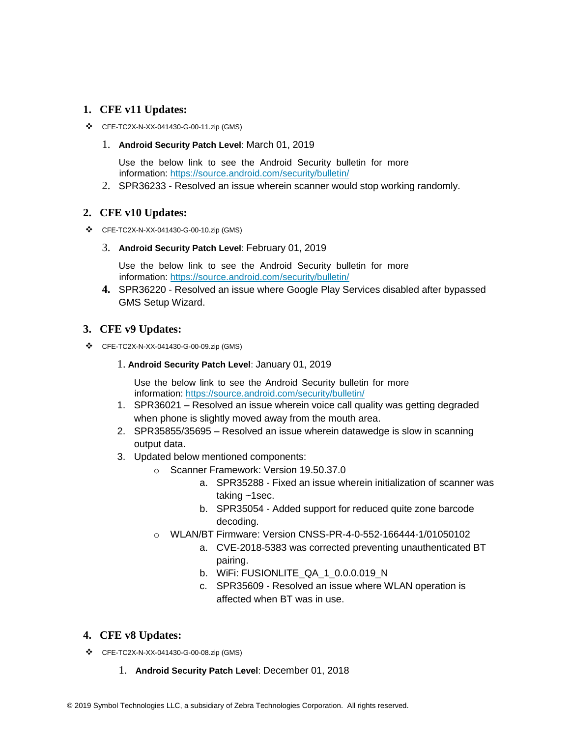## 1. CFE v11 Updates:

- CFE-TC2X-N-XX-041430-G-00-11.zip (GMS)

  1. **Android Security Patch Level**: March 01, 2019

     Use the below link to see the Android Security bulletin for more information: https://source.android.com/security/bulletin/
  2. SPR36233 - Resolved an issue wherein scanner would stop working randomly.

## 2. CFE v10 Updates:

- CFE-TC2X-N-XX-041430-G-00-10.zip (GMS)

  3. **Android Security Patch Level**: February 01, 2019

     Use the below link to see the Android Security bulletin for more information: https://source.android.com/security/bulletin/
  4. SPR36220 - Resolved an issue where Google Play Services disabled after bypassed GMS Setup Wizard.

## 3. CFE v9 Updates:

- CFE-TC2X-N-XX-041430-G-00-09.zip (GMS)

  1. **Android Security Patch Level**: January 01, 2019

     Use the below link to see the Android Security bulletin for more information: https://source.android.com/security/bulletin/
  1. SPR36021 – Resolved an issue wherein voice call quality was getting degraded when phone is slightly moved away from the mouth area.
  2. SPR35855/35695 – Resolved an issue wherein datawedge is slow in scanning output data.
  3. Updated below mentioned components:
     - Scanner Framework: Version 19.50.37.0
       a. SPR35288 - Fixed an issue wherein initialization of scanner was taking ~1sec.
       b. SPR35054 - Added support for reduced quite zone barcode decoding.
     - WLAN/BT Firmware: Version CNSS-PR-4-0-552-166444-1/01050102
       a. CVE-2018-5383 was corrected preventing unauthenticated BT pairing.
       b. WiFi: FUSIONLITE_QA_1_0.0.0.019_N
       c. SPR35609 - Resolved an issue where WLAN operation is affected when BT was in use.

## 4. CFE v8 Updates:

- CFE-TC2X-N-XX-041430-G-00-08.zip (GMS)

  1. **Android Security Patch Level**: December 01, 2018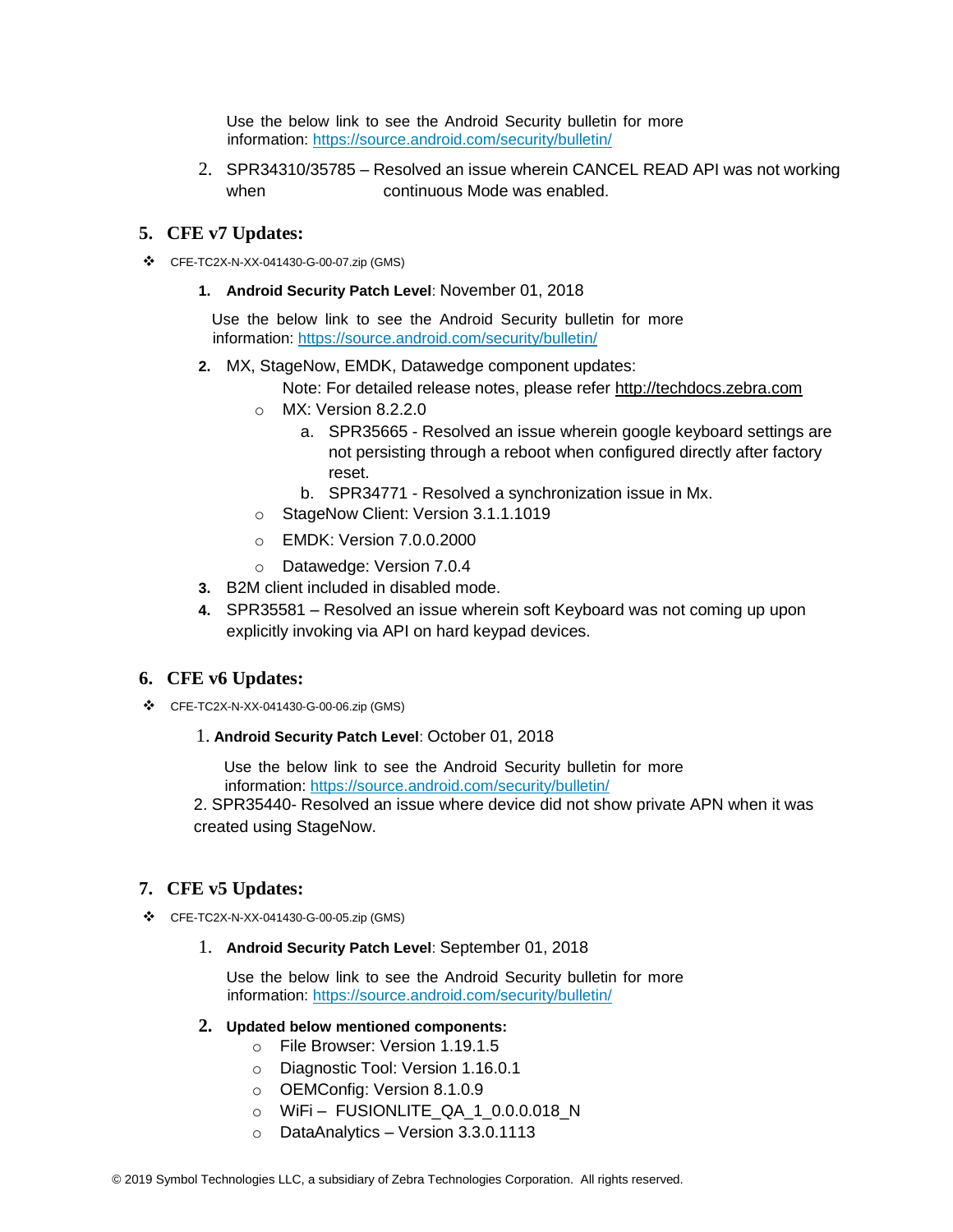Use the below link to see the Android Security bulletin for more information: https://source.android.com/security/bulletin/

2. SPR34310/35785 – Resolved an issue wherein CANCEL READ API was not working when continuous Mode was enabled.

## 5. CFE v7 Updates:

- CFE-TC2X-N-XX-041430-G-00-07.zip (GMS)

  1. **Android Security Patch Level**: November 01, 2018

     Use the below link to see the Android Security bulletin for more information: https://source.android.com/security/bulletin/

  2. MX, StageNow, EMDK, Datawedge component updates:

     Note: For detailed release notes, please refer http://techdocs.zebra.com

     - MX: Version 8.2.2.0
       a. SPR35665 - Resolved an issue wherein google keyboard settings are not persisting through a reboot when configured directly after factory reset.
       b. SPR34771 - Resolved a synchronization issue in Mx.
     - StageNow Client: Version 3.1.1.1019
     - EMDK: Version 7.0.0.2000
     - Datawedge: Version 7.0.4

  3. B2M client included in disabled mode.
  4. SPR35581 – Resolved an issue wherein soft Keyboard was not coming up upon explicitly invoking via API on hard keypad devices.

## 6. CFE v6 Updates:

- CFE-TC2X-N-XX-041430-G-00-06.zip (GMS)

  1. **Android Security Patch Level**: October 01, 2018

     Use the below link to see the Android Security bulletin for more information: https://source.android.com/security/bulletin/

  2. SPR35440- Resolved an issue where device did not show private APN when it was created using StageNow.

## 7. CFE v5 Updates:

- CFE-TC2X-N-XX-041430-G-00-05.zip (GMS)

  1. **Android Security Patch Level**: September 01, 2018

     Use the below link to see the Android Security bulletin for more information: https://source.android.com/security/bulletin/

  2. **Updated below mentioned components:**
     - File Browser: Version 1.19.1.5
     - Diagnostic Tool: Version 1.16.0.1
     - OEMConfig: Version 8.1.0.9
     - WiFi – FUSIONLITE_QA_1_0.0.0.018_N
     - DataAnalytics – Version 3.3.0.1113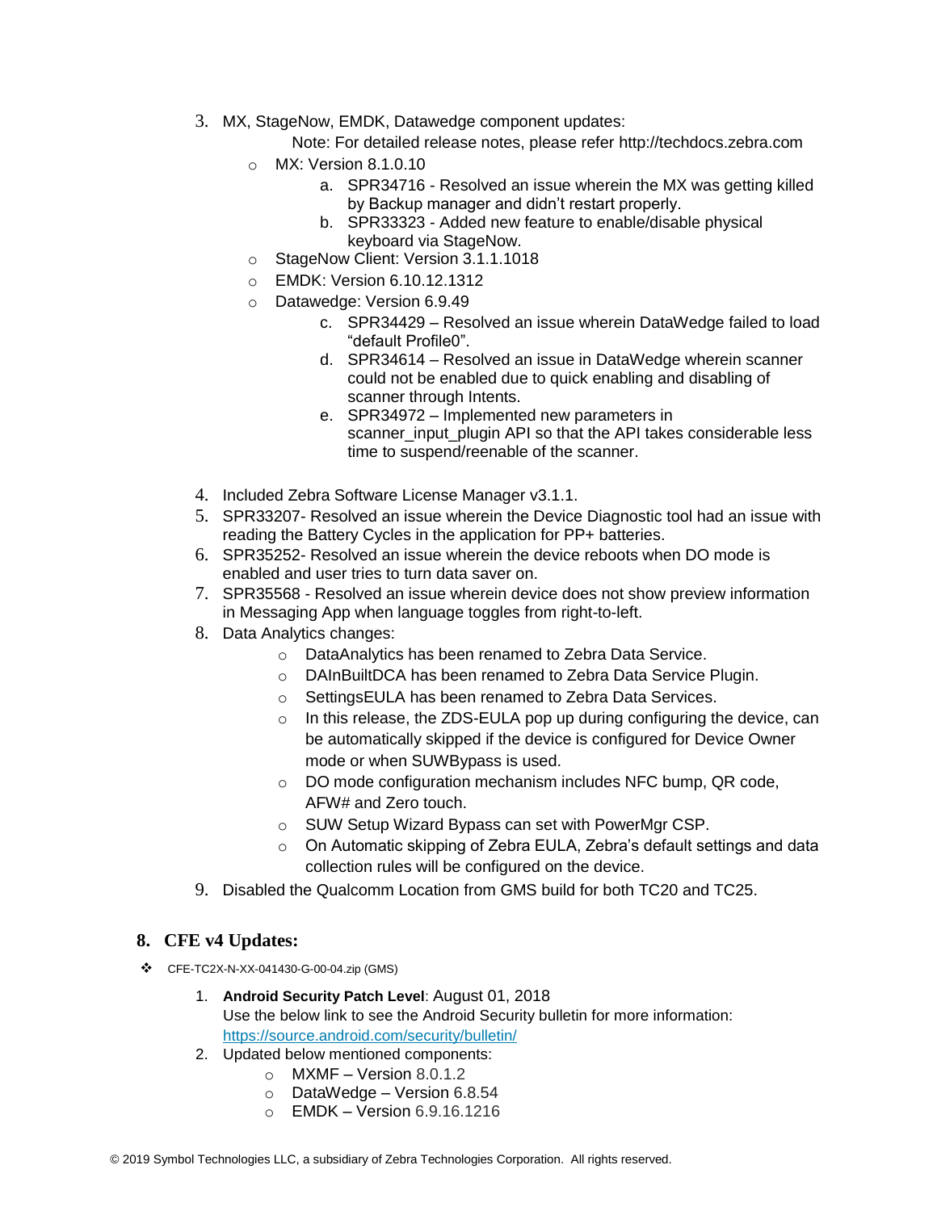3. MX, StageNow, EMDK, Datawedge component updates:

   Note: For detailed release notes, please refer http://techdocs.zebra.com

   - MX: Version 8.1.0.10
     a. SPR34716 - Resolved an issue wherein the MX was getting killed by Backup manager and didn't restart properly.
     b. SPR33323 - Added new feature to enable/disable physical keyboard via StageNow.
   - StageNow Client: Version 3.1.1.1018
   - EMDK: Version 6.10.12.1312
   - Datawedge: Version 6.9.49
     c. SPR34429 – Resolved an issue wherein DataWedge failed to load "default Profile0".
     d. SPR34614 – Resolved an issue in DataWedge wherein scanner could not be enabled due to quick enabling and disabling of scanner through Intents.
     e. SPR34972 – Implemented new parameters in scanner_input_plugin API so that the API takes considerable less time to suspend/reenable of the scanner.

4. Included Zebra Software License Manager v3.1.1.
5. SPR33207- Resolved an issue wherein the Device Diagnostic tool had an issue with reading the Battery Cycles in the application for PP+ batteries.
6. SPR35252- Resolved an issue wherein the device reboots when DO mode is enabled and user tries to turn data saver on.
7. SPR35568 - Resolved an issue wherein device does not show preview information in Messaging App when language toggles from right-to-left.
8. Data Analytics changes:
   - DataAnalytics has been renamed to Zebra Data Service.
   - DAInBuiltDCA has been renamed to Zebra Data Service Plugin.
   - SettingsEULA has been renamed to Zebra Data Services.
   - In this release, the ZDS-EULA pop up during configuring the device, can be automatically skipped if the device is configured for Device Owner mode or when SUWBypass is used.
   - DO mode configuration mechanism includes NFC bump, QR code, AFW# and Zero touch.
   - SUW Setup Wizard Bypass can set with PowerMgr CSP.
   - On Automatic skipping of Zebra EULA, Zebra's default settings and data collection rules will be configured on the device.
9. Disabled the Qualcomm Location from GMS build for both TC20 and TC25.

## 8. CFE v4 Updates:

- CFE-TC2X-N-XX-041430-G-00-04.zip (GMS)

  1. **Android Security Patch Level**: August 01, 2018
     Use the below link to see the Android Security bulletin for more information: [https://source.android.com/security/bulletin/](https://source.android.com/security/bulletin/)
  2. Updated below mentioned components:
     - MXMF – Version 8.0.1.2
     - DataWedge – Version 6.8.54
     - EMDK – Version 6.9.16.1216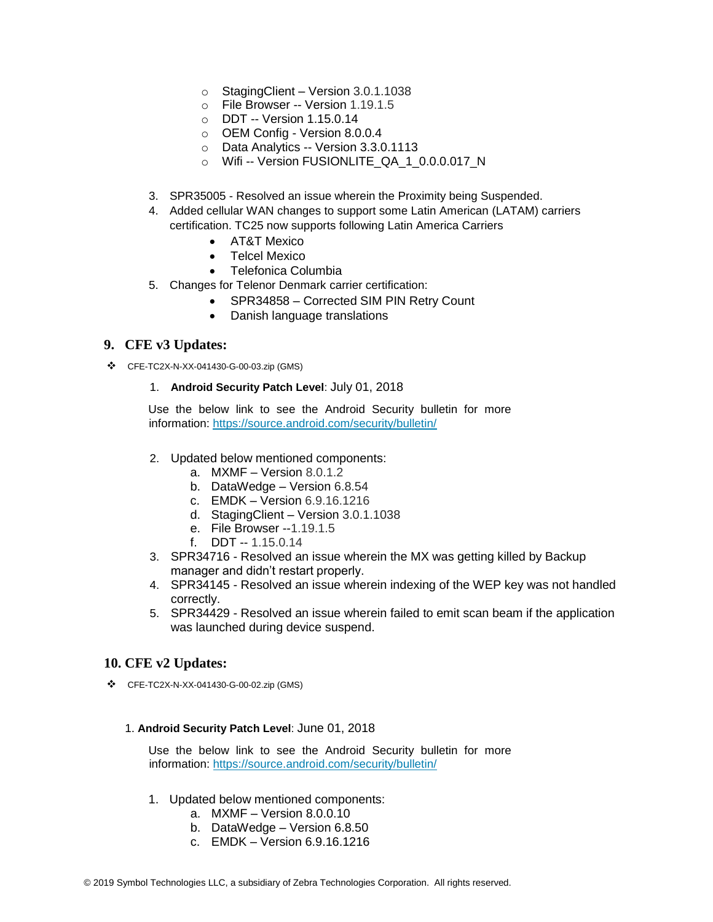- StagingClient – Version 3.0.1.1038
- File Browser -- Version 1.19.1.5
- DDT -- Version 1.15.0.14
- OEM Config - Version 8.0.0.4
- Data Analytics -- Version 3.3.0.1113
- Wifi -- Version FUSIONLITE_QA_1_0.0.0.017_N

3. SPR35005 - Resolved an issue wherein the Proximity being Suspended.
4. Added cellular WAN changes to support some Latin American (LATAM) carriers certification. TC25 now supports following Latin America Carriers
   - AT&T Mexico
   - Telcel Mexico
   - Telefonica Columbia
5. Changes for Telenor Denmark carrier certification:
   - SPR34858 – Corrected SIM PIN Retry Count
   - Danish language translations

## 9. CFE v3 Updates:

❖ CFE-TC2X-N-XX-041430-G-00-03.zip (GMS)

1. **Android Security Patch Level**: July 01, 2018

   Use the below link to see the Android Security bulletin for more information: https://source.android.com/security/bulletin/

2. Updated below mentioned components:
   a. MXMF – Version 8.0.1.2
   b. DataWedge – Version 6.8.54
   c. EMDK – Version 6.9.16.1216
   d. StagingClient – Version 3.0.1.1038
   e. File Browser --1.19.1.5
   f. DDT -- 1.15.0.14
3. SPR34716 - Resolved an issue wherein the MX was getting killed by Backup manager and didn't restart properly.
4. SPR34145 - Resolved an issue wherein indexing of the WEP key was not handled correctly.
5. SPR34429 - Resolved an issue wherein failed to emit scan beam if the application was launched during device suspend.

## 10. CFE v2 Updates:

❖ CFE-TC2X-N-XX-041430-G-00-02.zip (GMS)

1. **Android Security Patch Level**: June 01, 2018

   Use the below link to see the Android Security bulletin for more information: https://source.android.com/security/bulletin/

1. Updated below mentioned components:
   a. MXMF – Version 8.0.0.10
   b. DataWedge – Version 6.8.50
   c. EMDK – Version 6.9.16.1216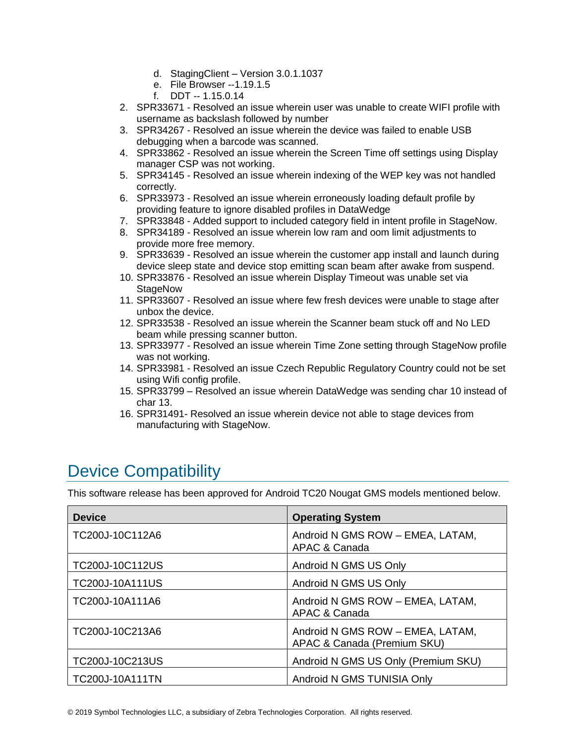d. StagingClient – Version 3.0.1.1037
   e. File Browser --1.19.1.5
   f. DDT -- 1.15.0.14

2. SPR33671 - Resolved an issue wherein user was unable to create WIFI profile with username as backslash followed by number
3. SPR34267 - Resolved an issue wherein the device was failed to enable USB debugging when a barcode was scanned.
4. SPR33862 - Resolved an issue wherein the Screen Time off settings using Display manager CSP was not working.
5. SPR34145 - Resolved an issue wherein indexing of the WEP key was not handled correctly.
6. SPR33973 - Resolved an issue wherein erroneously loading default profile by providing feature to ignore disabled profiles in DataWedge
7. SPR33848 - Added support to included category field in intent profile in StageNow.
8. SPR34189 - Resolved an issue wherein low ram and oom limit adjustments to provide more free memory.
9. SPR33639 - Resolved an issue wherein the customer app install and launch during device sleep state and device stop emitting scan beam after awake from suspend.
10. SPR33876 - Resolved an issue wherein Display Timeout was unable set via StageNow
11. SPR33607 - Resolved an issue where few fresh devices were unable to stage after unbox the device.
12. SPR33538 - Resolved an issue wherein the Scanner beam stuck off and No LED beam while pressing scanner button.
13. SPR33977 - Resolved an issue wherein Time Zone setting through StageNow profile was not working.
14. SPR33981 - Resolved an issue Czech Republic Regulatory Country could not be set using Wifi config profile.
15. SPR33799 – Resolved an issue wherein DataWedge was sending char 10 instead of char 13.
16. SPR31491- Resolved an issue wherein device not able to stage devices from manufacturing with StageNow.

# Device Compatibility

This software release has been approved for Android TC20 Nougat GMS models mentioned below.

| Device | Operating System |
|---|---|
| TC200J-10C112A6 | Android N GMS ROW – EMEA, LATAM, APAC & Canada |
| TC200J-10C112US | Android N GMS US Only |
| TC200J-10A111US | Android N GMS US Only |
| TC200J-10A111A6 | Android N GMS ROW – EMEA, LATAM, APAC & Canada |
| TC200J-10C213A6 | Android N GMS ROW – EMEA, LATAM, APAC & Canada (Premium SKU) |
| TC200J-10C213US | Android N GMS US Only (Premium SKU) |
| TC200J-10A111TN | Android N GMS TUNISIA Only |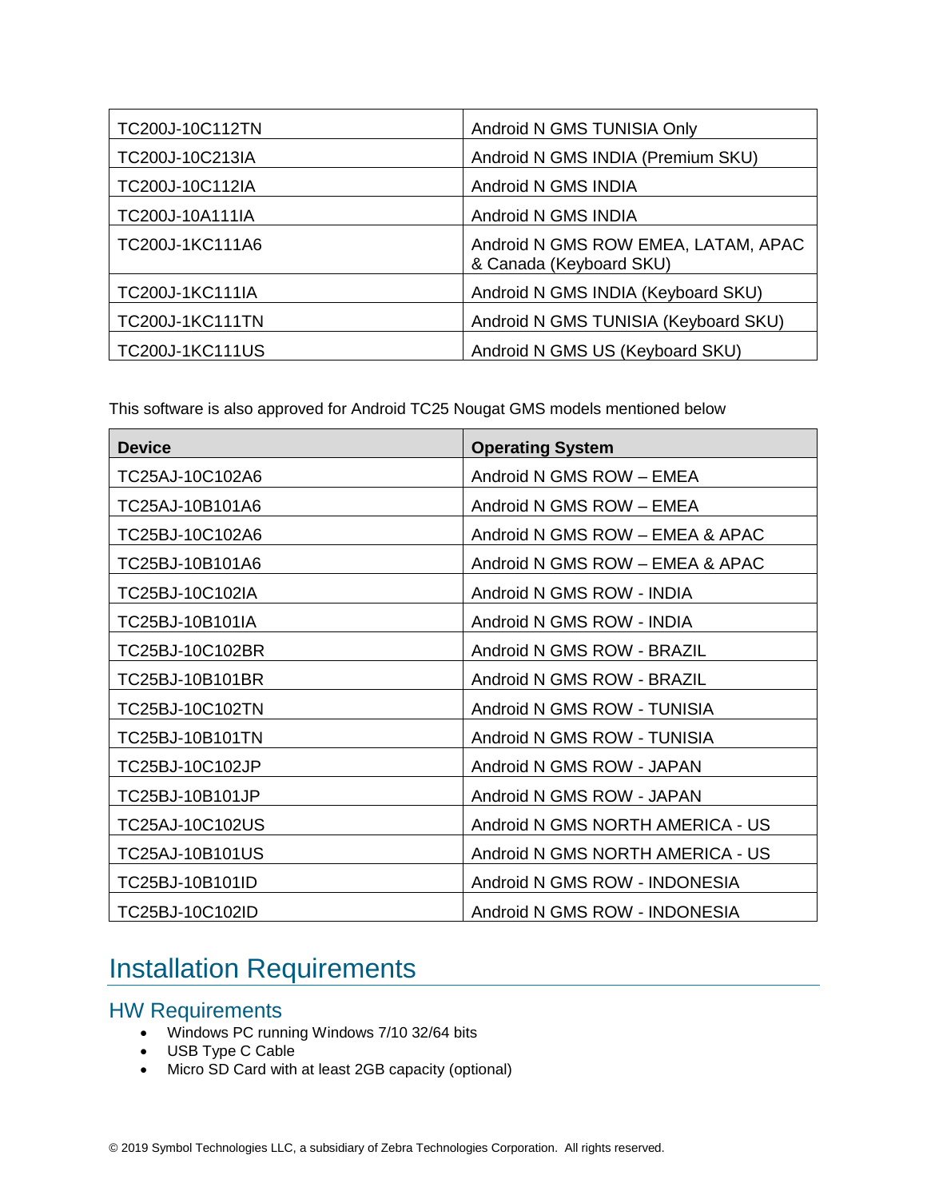| TC200J-10C112TN | Android N GMS TUNISIA Only |
|---|---|
| TC200J-10C213IA | Android N GMS INDIA (Premium SKU) |
| TC200J-10C112IA | Android N GMS INDIA |
| TC200J-10A111IA | Android N GMS INDIA |
| TC200J-1KC111A6 | Android N GMS ROW EMEA, LATAM, APAC & Canada (Keyboard SKU) |
| TC200J-1KC111IA | Android N GMS INDIA (Keyboard SKU) |
| TC200J-1KC111TN | Android N GMS TUNISIA (Keyboard SKU) |
| TC200J-1KC111US | Android N GMS US (Keyboard SKU) |

This software is also approved for Android TC25 Nougat GMS models mentioned below

| Device | Operating System |
|---|---|
| TC25AJ-10C102A6 | Android N GMS ROW – EMEA |
| TC25AJ-10B101A6 | Android N GMS ROW – EMEA |
| TC25BJ-10C102A6 | Android N GMS ROW – EMEA & APAC |
| TC25BJ-10B101A6 | Android N GMS ROW – EMEA & APAC |
| TC25BJ-10C102IA | Android N GMS ROW - INDIA |
| TC25BJ-10B101IA | Android N GMS ROW - INDIA |
| TC25BJ-10C102BR | Android N GMS ROW - BRAZIL |
| TC25BJ-10B101BR | Android N GMS ROW - BRAZIL |
| TC25BJ-10C102TN | Android N GMS ROW - TUNISIA |
| TC25BJ-10B101TN | Android N GMS ROW - TUNISIA |
| TC25BJ-10C102JP | Android N GMS ROW - JAPAN |
| TC25BJ-10B101JP | Android N GMS ROW - JAPAN |
| TC25AJ-10C102US | Android N GMS NORTH AMERICA - US |
| TC25AJ-10B101US | Android N GMS NORTH AMERICA - US |
| TC25BJ-10B101ID | Android N GMS ROW - INDONESIA |
| TC25BJ-10C102ID | Android N GMS ROW - INDONESIA |

# Installation Requirements

## HW Requirements

- Windows PC running Windows 7/10 32/64 bits
- USB Type C Cable
- Micro SD Card with at least 2GB capacity (optional)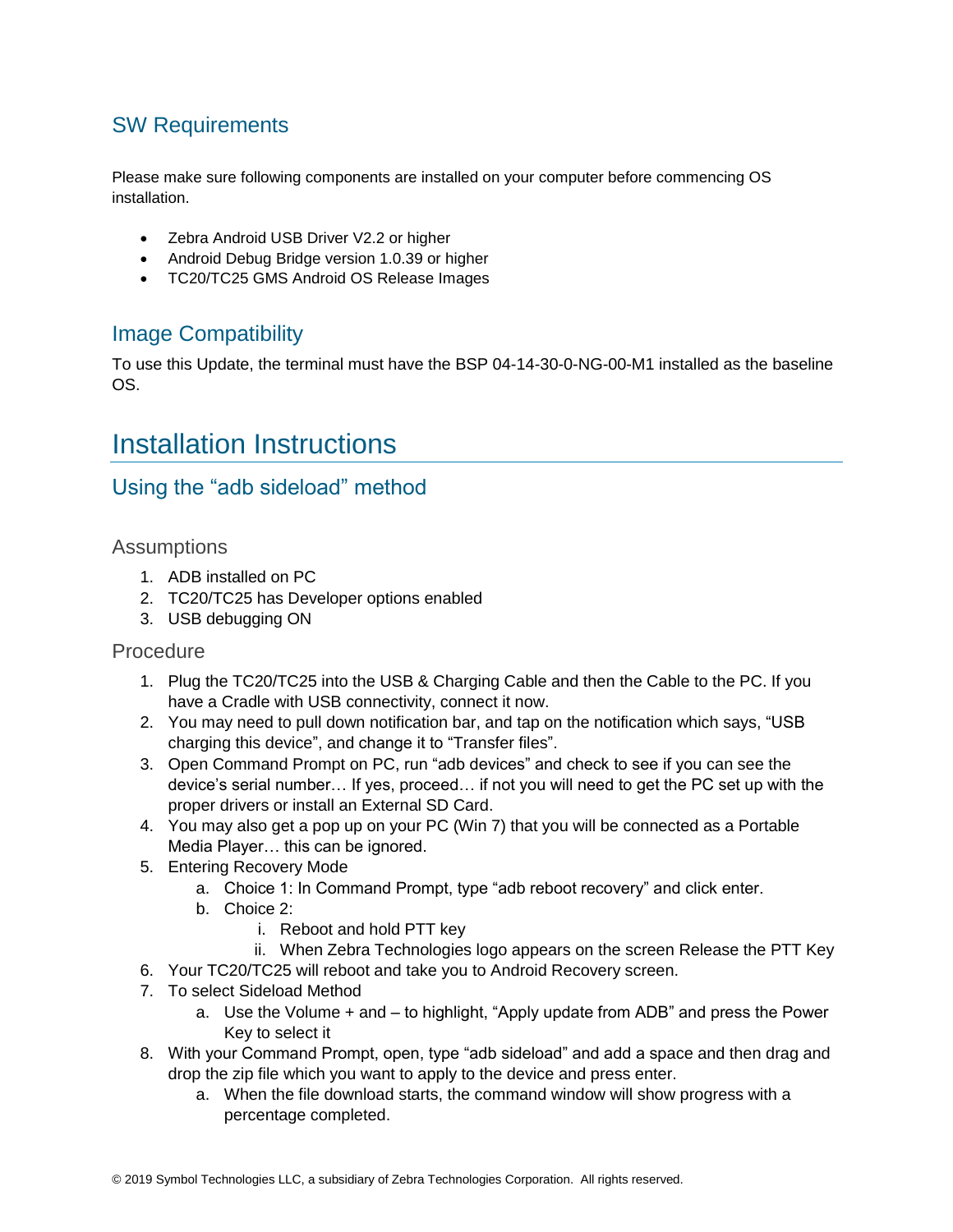## SW Requirements

Please make sure following components are installed on your computer before commencing OS installation.

- Zebra Android USB Driver V2.2 or higher
- Android Debug Bridge version 1.0.39 or higher
- TC20/TC25 GMS Android OS Release Images

## Image Compatibility

To use this Update, the terminal must have the BSP 04-14-30-0-NG-00-M1 installed as the baseline OS.

# Installation Instructions

## Using the “adb sideload” method

### Assumptions

1. ADB installed on PC
2. TC20/TC25 has Developer options enabled
3. USB debugging ON

### Procedure

1. Plug the TC20/TC25 into the USB & Charging Cable and then the Cable to the PC. If you have a Cradle with USB connectivity, connect it now.
2. You may need to pull down notification bar, and tap on the notification which says, “USB charging this device”, and change it to “Transfer files”.
3. Open Command Prompt on PC, run “adb devices” and check to see if you can see the device’s serial number… If yes, proceed… if not you will need to get the PC set up with the proper drivers or install an External SD Card.
4. You may also get a pop up on your PC (Win 7) that you will be connected as a Portable Media Player… this can be ignored.
5. Entering Recovery Mode
    a. Choice 1: In Command Prompt, type “adb reboot recovery” and click enter.
    b. Choice 2:
        i. Reboot and hold PTT key
        ii. When Zebra Technologies logo appears on the screen Release the PTT Key
6. Your TC20/TC25 will reboot and take you to Android Recovery screen.
7. To select Sideload Method
    a. Use the Volume + and – to highlight, “Apply update from ADB” and press the Power Key to select it
8. With your Command Prompt, open, type “adb sideload” and add a space and then drag and drop the zip file which you want to apply to the device and press enter.
    a. When the file download starts, the command window will show progress with a percentage completed.

© 2019 Symbol Technologies LLC, a subsidiary of Zebra Technologies Corporation. All rights reserved.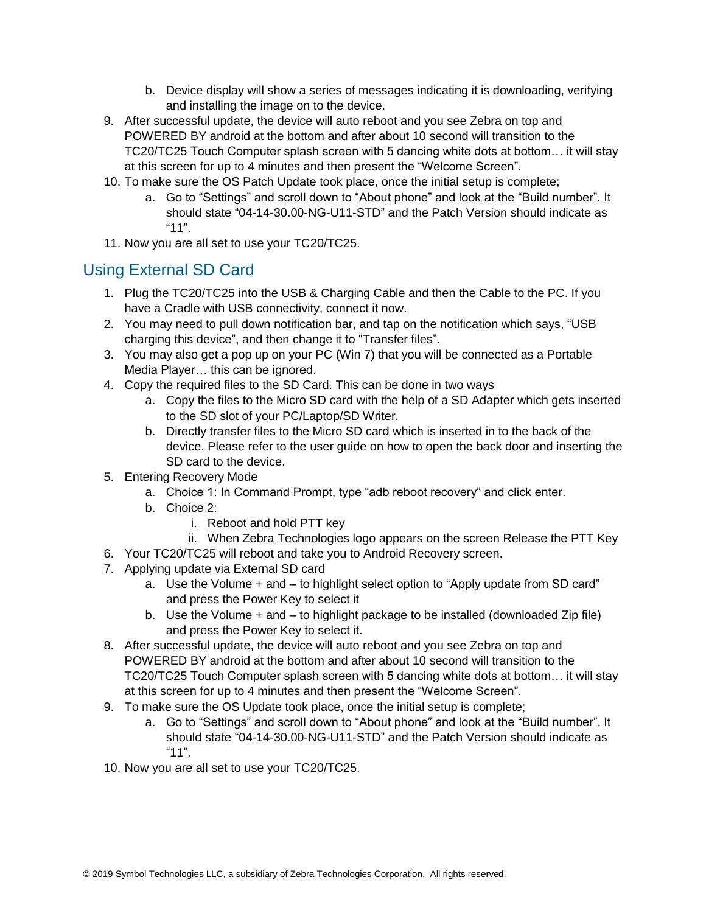b. Device display will show a series of messages indicating it is downloading, verifying and installing the image on to the device.

9. After successful update, the device will auto reboot and you see Zebra on top and POWERED BY android at the bottom and after about 10 second will transition to the TC20/TC25 Touch Computer splash screen with 5 dancing white dots at bottom… it will stay at this screen for up to 4 minutes and then present the “Welcome Screen”.
10. To make sure the OS Patch Update took place, once the initial setup is complete;
    a. Go to “Settings” and scroll down to “About phone” and look at the “Build number”. It should state “04-14-30.00-NG-U11-STD” and the Patch Version should indicate as “11”.
11. Now you are all set to use your TC20/TC25.

## Using External SD Card

1. Plug the TC20/TC25 into the USB & Charging Cable and then the Cable to the PC. If you have a Cradle with USB connectivity, connect it now.
2. You may need to pull down notification bar, and tap on the notification which says, “USB charging this device”, and then change it to “Transfer files”.
3. You may also get a pop up on your PC (Win 7) that you will be connected as a Portable Media Player… this can be ignored.
4. Copy the required files to the SD Card. This can be done in two ways
    a. Copy the files to the Micro SD card with the help of a SD Adapter which gets inserted to the SD slot of your PC/Laptop/SD Writer.
    b. Directly transfer files to the Micro SD card which is inserted in to the back of the device. Please refer to the user guide on how to open the back door and inserting the SD card to the device.
5. Entering Recovery Mode
    a. Choice 1: In Command Prompt, type “adb reboot recovery” and click enter.
    b. Choice 2:
        i. Reboot and hold PTT key
        ii. When Zebra Technologies logo appears on the screen Release the PTT Key
6. Your TC20/TC25 will reboot and take you to Android Recovery screen.
7. Applying update via External SD card
    a. Use the Volume + and – to highlight select option to “Apply update from SD card” and press the Power Key to select it
    b. Use the Volume + and – to highlight package to be installed (downloaded Zip file) and press the Power Key to select it.
8. After successful update, the device will auto reboot and you see Zebra on top and POWERED BY android at the bottom and after about 10 second will transition to the TC20/TC25 Touch Computer splash screen with 5 dancing white dots at bottom… it will stay at this screen for up to 4 minutes and then present the “Welcome Screen”.
9. To make sure the OS Update took place, once the initial setup is complete;
    a. Go to “Settings” and scroll down to “About phone” and look at the “Build number”. It should state “04-14-30.00-NG-U11-STD” and the Patch Version should indicate as “11”.
10. Now you are all set to use your TC20/TC25.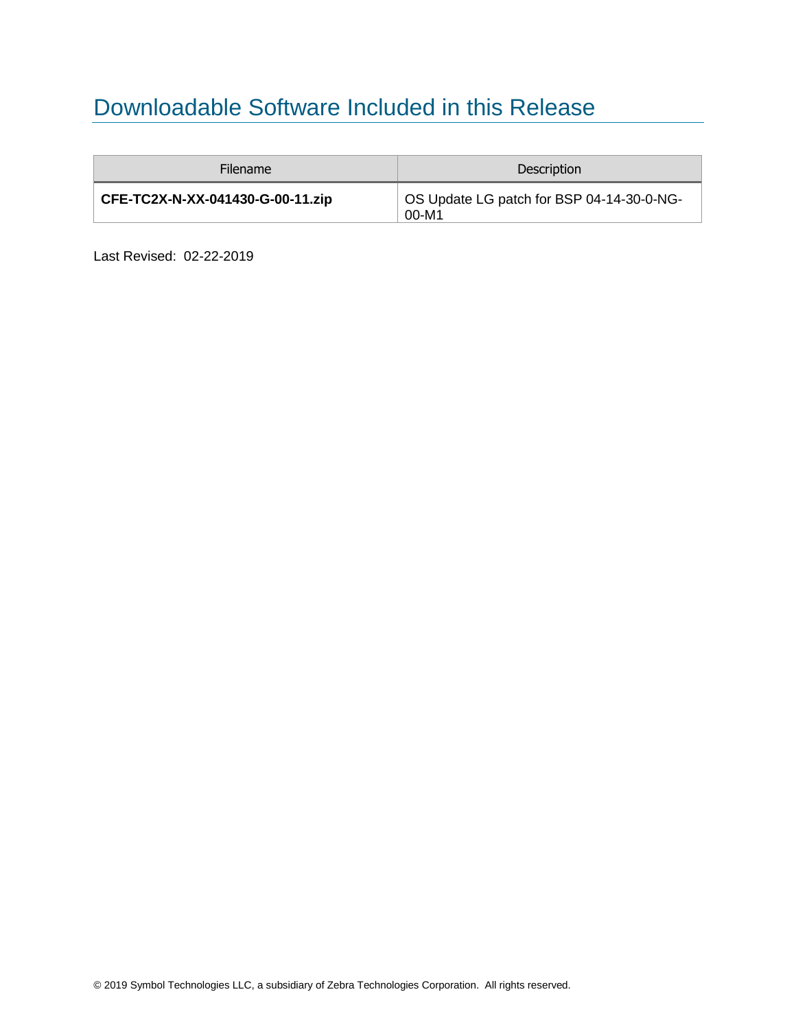## Downloadable Software Included in this Release

| Filename | Description |
| --- | --- |
| **CFE-TC2X-N-XX-041430-G-00-11.zip** | OS Update LG patch for BSP 04-14-30-0-NG-00-M1 |

Last Revised: 02-22-2019

© 2019 Symbol Technologies LLC, a subsidiary of Zebra Technologies Corporation. All rights reserved.